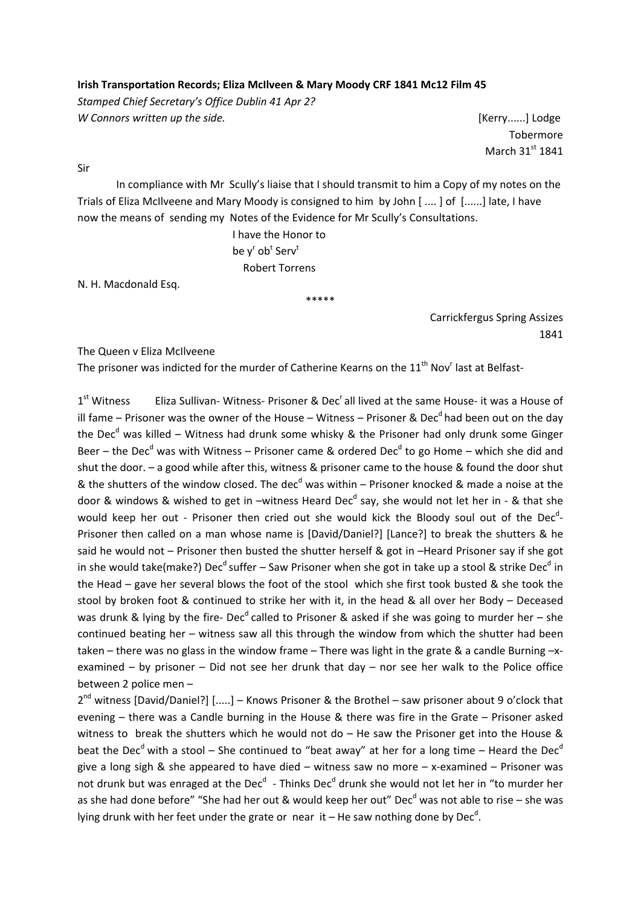**Irish Transportation Records; Eliza McIlveen & Mary Moody CRF 1841 Mc12 Film 45**

*Stamped Chief Secretary's Office Dublin 41 Apr 2?*

*W Connors written up the side.*

[Kerry......] Lodge
Tobermore
March 31st 1841

Sir

In compliance with Mr Scully's liaise that I should transmit to him a Copy of my notes on the Trials of Eliza McIlveene and Mary Moody is consigned to him by John [ .... ] of [......] late, I have now the means of sending my Notes of the Evidence for Mr Scully's Consultations.

I have the Honor to
be yr obt Servt
Robert Torrens

N. H. Macdonald Esq.

\*\*\*\*\*

Carrickfergus Spring Assizes
1841

The Queen v Eliza McIlveene

The prisoner was indicted for the murder of Catherine Kearns on the 11th Novr last at Belfast-

1st Witness Eliza Sullivan- Witness- Prisoner & Decr all lived at the same House- it was a House of ill fame – Prisoner was the owner of the House – Witness – Prisoner & Decd had been out on the day the Decd was killed – Witness had drunk some whisky & the Prisoner had only drunk some Ginger Beer – the Decd was with Witness – Prisoner came & ordered Decd to go Home – which she did and shut the door. – a good while after this, witness & prisoner came to the house & found the door shut & the shutters of the window closed. The decd was within – Prisoner knocked & made a noise at the door & windows & wished to get in –witness Heard Decd say, she would not let her in - & that she would keep her out - Prisoner then cried out she would kick the Bloody soul out of the Decd- Prisoner then called on a man whose name is [David/Daniel?] [Lance?] to break the shutters & he said he would not – Prisoner then busted the shutter herself & got in –Heard Prisoner say if she got in she would take(make?) Decd suffer – Saw Prisoner when she got in take up a stool & strike Decd in the Head – gave her several blows the foot of the stool which she first took busted & she took the stool by broken foot & continued to strike her with it, in the head & all over her Body – Deceased was drunk & lying by the fire- Decd called to Prisoner & asked if she was going to murder her – she continued beating her – witness saw all this through the window from which the shutter had been taken – there was no glass in the window frame – There was light in the grate & a candle Burning –x-examined – by prisoner – Did not see her drunk that day – nor see her walk to the Police office between 2 police men –

2nd witness [David/Daniel?] [.....] – Knows Prisoner & the Brothel – saw prisoner about 9 o'clock that evening – there was a Candle burning in the House & there was fire in the Grate – Prisoner asked witness to break the shutters which he would not do – He saw the Prisoner get into the House & beat the Decd with a stool – She continued to "beat away" at her for a long time – Heard the Decd give a long sigh & she appeared to have died – witness saw no more – x-examined – Prisoner was not drunk but was enraged at the Decd - Thinks Decd drunk she would not let her in "to murder her as she had done before" "She had her out & would keep her out" Decd was not able to rise – she was lying drunk with her feet under the grate or near it – He saw nothing done by Decd.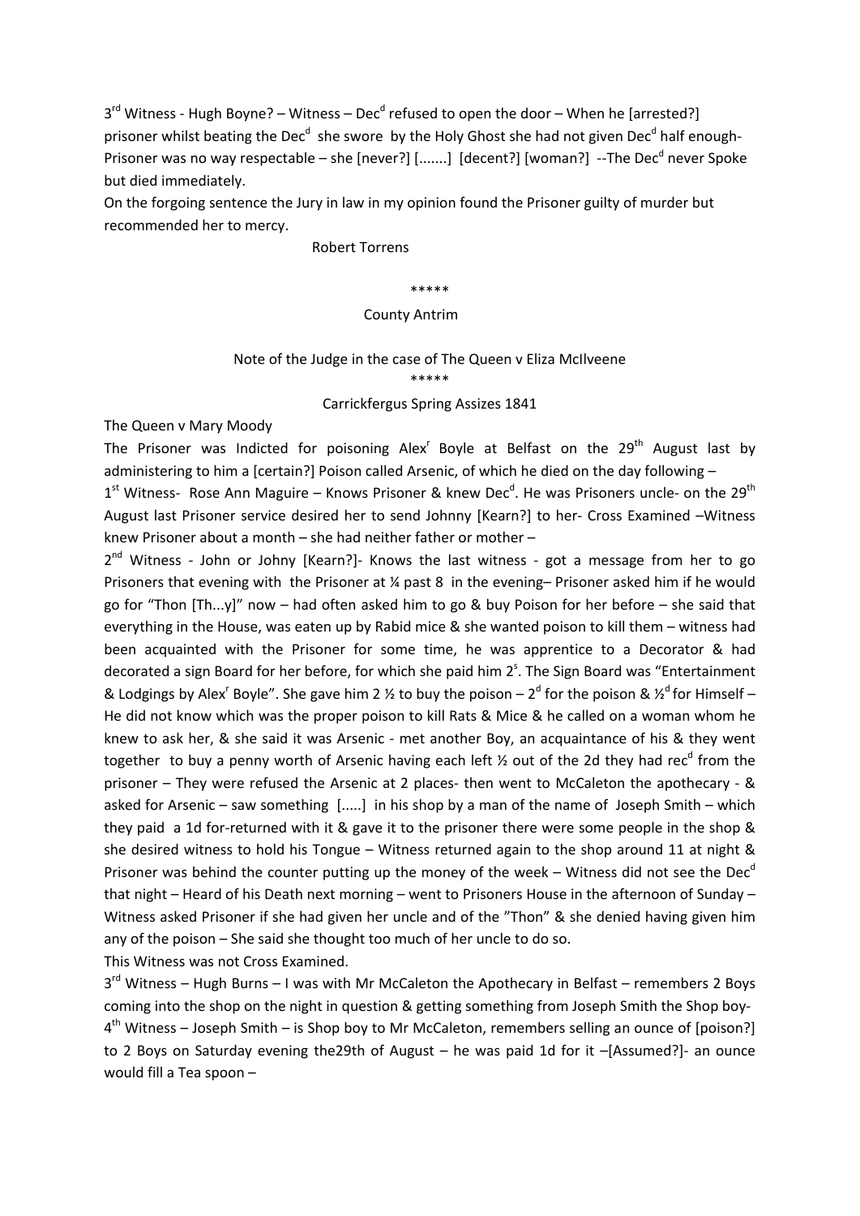3rd Witness - Hugh Boyne? – Witness – Dec[d] refused to open the door – When he [arrested?] prisoner whilst beating the Dec[d] she swore by the Holy Ghost she had not given Dec[d] half enough- Prisoner was no way respectable – she [never?] [.......] [decent?] [woman?] --The Dec[d] never Spoke but died immediately.

On the forgoing sentence the Jury in law in my opinion found the Prisoner guilty of murder but recommended her to mercy.

Robert Torrens

\*\*\*\*\*

County Antrim

Note of the Judge in the case of The Queen v Eliza McIlveene

\*\*\*\*\*

Carrickfergus Spring Assizes 1841

The Queen v Mary Moody

The Prisoner was Indicted for poisoning Alex[r] Boyle at Belfast on the 29th August last by administering to him a [certain?] Poison called Arsenic, of which he died on the day following –

1st Witness- Rose Ann Maguire – Knows Prisoner & knew Dec[d]. He was Prisoners uncle- on the 29th August last Prisoner service desired her to send Johnny [Kearn?] to her- Cross Examined –Witness knew Prisoner about a month – she had neither father or mother –

2nd Witness - John or Johny [Kearn?]- Knows the last witness - got a message from her to go Prisoners that evening with the Prisoner at ¼ past 8 in the evening– Prisoner asked him if he would go for "Thon [Th...y]" now – had often asked him to go & buy Poison for her before – she said that everything in the House, was eaten up by Rabid mice & she wanted poison to kill them – witness had been acquainted with the Prisoner for some time, he was apprentice to a Decorator & had decorated a sign Board for her before, for which she paid him 2[s]. The Sign Board was "Entertainment & Lodgings by Alex[r] Boyle". She gave him 2 ½ to buy the poison – 2[d] for the poison & ½[d] for Himself – He did not know which was the proper poison to kill Rats & Mice & he called on a woman whom he knew to ask her, & she said it was Arsenic - met another Boy, an acquaintance of his & they went together to buy a penny worth of Arsenic having each left ½ out of the 2d they had rec[d] from the prisoner – They were refused the Arsenic at 2 places- then went to McCaleton the apothecary - & asked for Arsenic – saw something [.....] in his shop by a man of the name of Joseph Smith – which they paid a 1d for-returned with it & gave it to the prisoner there were some people in the shop & she desired witness to hold his Tongue – Witness returned again to the shop around 11 at night & Prisoner was behind the counter putting up the money of the week – Witness did not see the Dec[d] that night – Heard of his Death next morning – went to Prisoners House in the afternoon of Sunday – Witness asked Prisoner if she had given her uncle and of the "Thon" & she denied having given him any of the poison – She said she thought too much of her uncle to do so.

This Witness was not Cross Examined.

3rd Witness – Hugh Burns – I was with Mr McCaleton the Apothecary in Belfast – remembers 2 Boys coming into the shop on the night in question & getting something from Joseph Smith the Shop boy-

4th Witness – Joseph Smith – is Shop boy to Mr McCaleton, remembers selling an ounce of [poison?] to 2 Boys on Saturday evening the29th of August – he was paid 1d for it –[Assumed?]- an ounce would fill a Tea spoon –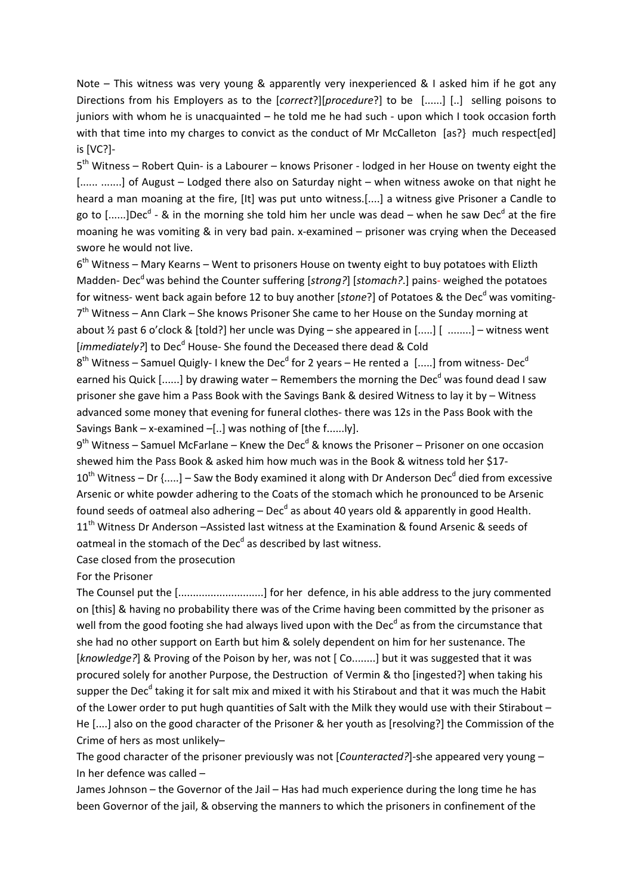Note – This witness was very young & apparently very inexperienced & I asked him if he got any Directions from his Employers as to the [*correct*?][*procedure*?] to be [......] [..] selling poisons to juniors with whom he is unacquainted – he told me he had such - upon which I took occasion forth with that time into my charges to convict as the conduct of Mr McCalleton [as?} much respect[ed] is [VC?]-

5th Witness – Robert Quin- is a Labourer – knows Prisoner - lodged in her House on twenty eight the [...... .......] of August – Lodged there also on Saturday night – when witness awoke on that night he heard a man moaning at the fire, [It] was put unto witness.[....] a witness give Prisoner a Candle to go to [......]Decd - & in the morning she told him her uncle was dead – when he saw Decd at the fire moaning he was vomiting & in very bad pain. x-examined – prisoner was crying when the Deceased swore he would not live.

6th Witness – Mary Kearns – Went to prisoners House on twenty eight to buy potatoes with Elizth Madden- Decd was behind the Counter suffering [*strong?*] [*stomach?*.] pains- weighed the potatoes for witness- went back again before 12 to buy another [*stone*?] of Potatoes & the Decd was vomiting-

7th Witness – Ann Clark – She knows Prisoner She came to her House on the Sunday morning at about ½ past 6 o'clock & [told?] her uncle was Dying – she appeared in [.....] [ ........] – witness went [*immediately?*] to Decd House- She found the Deceased there dead & Cold

8th Witness – Samuel Quigly- I knew the Decd for 2 years – He rented a [.....] from witness- Decd earned his Quick [......] by drawing water – Remembers the morning the Decd was found dead I saw prisoner she gave him a Pass Book with the Savings Bank & desired Witness to lay it by – Witness advanced some money that evening for funeral clothes- there was 12s in the Pass Book with the Savings Bank – x-examined –[..] was nothing of [the f......ly].

9th Witness – Samuel McFarlane – Knew the Decd & knows the Prisoner – Prisoner on one occasion shewed him the Pass Book & asked him how much was in the Book & witness told her $17-

10th Witness – Dr {.....] – Saw the Body examined it along with Dr Anderson Decd died from excessive Arsenic or white powder adhering to the Coats of the stomach which he pronounced to be Arsenic found seeds of oatmeal also adhering – Decd as about 40 years old & apparently in good Health.

11th Witness Dr Anderson –Assisted last witness at the Examination & found Arsenic & seeds of oatmeal in the stomach of the Decd as described by last witness.

Case closed from the prosecution

For the Prisoner

The Counsel put the [............................] for her defence, in his able address to the jury commented on [this] & having no probability there was of the Crime having been committed by the prisoner as well from the good footing she had always lived upon with the Decd as from the circumstance that she had no other support on Earth but him & solely dependent on him for her sustenance. The [*knowledge?*] & Proving of the Poison by her, was not [ Co........] but it was suggested that it was procured solely for another Purpose, the Destruction of Vermin & tho [ingested?] when taking his supper the Decd taking it for salt mix and mixed it with his Stirabout and that it was much the Habit of the Lower order to put hugh quantities of Salt with the Milk they would use with their Stirabout – He [....] also on the good character of the Prisoner & her youth as [resolving?] the Commission of the Crime of hers as most unlikely–

The good character of the prisoner previously was not [*Counteracted?*]-she appeared very young – In her defence was called –

James Johnson – the Governor of the Jail – Has had much experience during the long time he has been Governor of the jail, & observing the manners to which the prisoners in confinement of the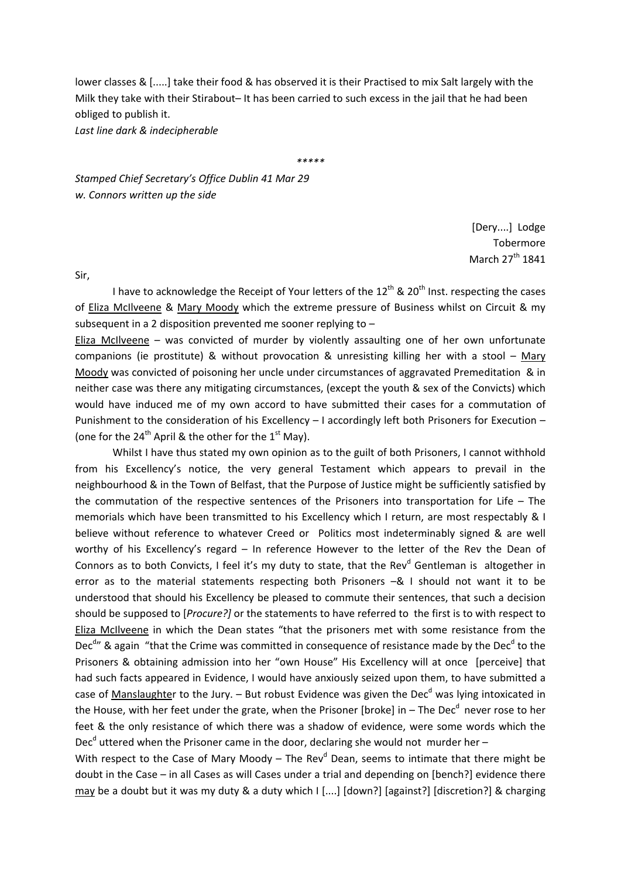lower classes & [.....] take their food & has observed it is their Practised to mix Salt largely with the Milk they take with their Stirabout– It has been carried to such excess in the jail that he had been obliged to publish it.

*Last line dark & indecipherable*

*****

*Stamped Chief Secretary's Office Dublin 41 Mar 29*
*w. Connors written up the side*

[Dery....] Lodge
Tobermore
March 27th 1841

Sir,

I have to acknowledge the Receipt of Your letters of the 12th & 20th Inst. respecting the cases of Eliza McIlveene & Mary Moody which the extreme pressure of Business whilst on Circuit & my subsequent in a 2 disposition prevented me sooner replying to –

Eliza McIlveene – was convicted of murder by violently assaulting one of her own unfortunate companions (ie prostitute) & without provocation & unresisting killing her with a stool – Mary Moody was convicted of poisoning her uncle under circumstances of aggravated Premeditation & in neither case was there any mitigating circumstances, (except the youth & sex of the Convicts) which would have induced me of my own accord to have submitted their cases for a commutation of Punishment to the consideration of his Excellency – I accordingly left both Prisoners for Execution – (one for the 24th April & the other for the 1st May).

Whilst I have thus stated my own opinion as to the guilt of both Prisoners, I cannot withhold from his Excellency's notice, the very general Testament which appears to prevail in the neighbourhood & in the Town of Belfast, that the Purpose of Justice might be sufficiently satisfied by the commutation of the respective sentences of the Prisoners into transportation for Life – The memorials which have been transmitted to his Excellency which I return, are most respectably & I believe without reference to whatever Creed or Politics most indeterminably signed & are well worthy of his Excellency's regard – In reference However to the letter of the Rev the Dean of Connors as to both Convicts, I feel it's my duty to state, that the Revd Gentleman is altogether in error as to the material statements respecting both Prisoners –& I should not want it to be understood that should his Excellency be pleased to commute their sentences, that such a decision should be supposed to [*Procure?]* or the statements to have referred to the first is to with respect to Eliza McIlveene in which the Dean states "that the prisoners met with some resistance from the Decd" & again "that the Crime was committed in consequence of resistance made by the Decd to the Prisoners & obtaining admission into her "own House" His Excellency will at once [perceive] that had such facts appeared in Evidence, I would have anxiously seized upon them, to have submitted a case of Manslaughter to the Jury. – But robust Evidence was given the Decd was lying intoxicated in the House, with her feet under the grate, when the Prisoner [broke] in – The Decd never rose to her feet & the only resistance of which there was a shadow of evidence, were some words which the Decd uttered when the Prisoner came in the door, declaring she would not murder her –

With respect to the Case of Mary Moody – The Revd Dean, seems to intimate that there might be doubt in the Case – in all Cases as will Cases under a trial and depending on [bench?] evidence there may be a doubt but it was my duty & a duty which I [....] [down?] [against?] [discretion?] & charging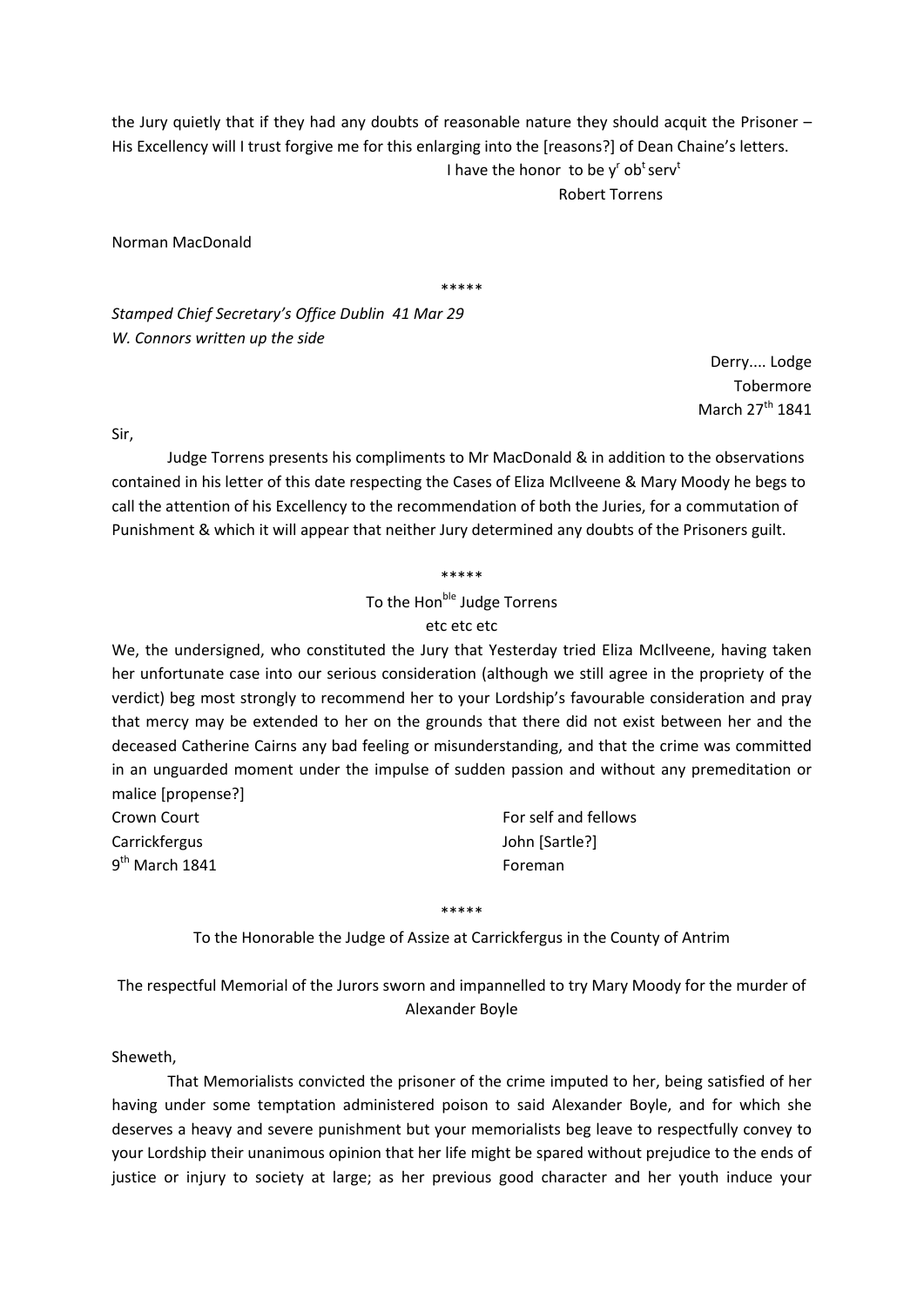the Jury quietly that if they had any doubts of reasonable nature they should acquit the Prisoner – His Excellency will I trust forgive me for this enlarging into the [reasons?] of Dean Chaine's letters.

I have the honor to be y[r] ob[t] serv[t]

Robert Torrens

Norman MacDonald

\*\*\*\*\*

*Stamped Chief Secretary's Office Dublin 41 Mar 29*
*W. Connors written up the side*

Derry.... Lodge
Tobermore
March 27[th] 1841

Sir,

Judge Torrens presents his compliments to Mr MacDonald & in addition to the observations contained in his letter of this date respecting the Cases of Eliza McIlveene & Mary Moody he begs to call the attention of his Excellency to the recommendation of both the Juries, for a commutation of Punishment & which it will appear that neither Jury determined any doubts of the Prisoners guilt.

\*\*\*\*\*

To the Hon[ble] Judge Torrens
etc etc etc

We, the undersigned, who constituted the Jury that Yesterday tried Eliza McIlveene, having taken her unfortunate case into our serious consideration (although we still agree in the propriety of the verdict) beg most strongly to recommend her to your Lordship's favourable consideration and pray that mercy may be extended to her on the grounds that there did not exist between her and the deceased Catherine Cairns any bad feeling or misunderstanding, and that the crime was committed in an unguarded moment under the impulse of sudden passion and without any premeditation or malice [propense?]

Crown Court
Carrickfergus
9[th] March 1841

For self and fellows
John [Sartle?]
Foreman

\*\*\*\*\*

To the Honorable the Judge of Assize at Carrickfergus in the County of Antrim

The respectful Memorial of the Jurors sworn and impannelled to try Mary Moody for the murder of Alexander Boyle

Sheweth,

That Memorialists convicted the prisoner of the crime imputed to her, being satisfied of her having under some temptation administered poison to said Alexander Boyle, and for which she deserves a heavy and severe punishment but your memorialists beg leave to respectfully convey to your Lordship their unanimous opinion that her life might be spared without prejudice to the ends of justice or injury to society at large; as her previous good character and her youth induce your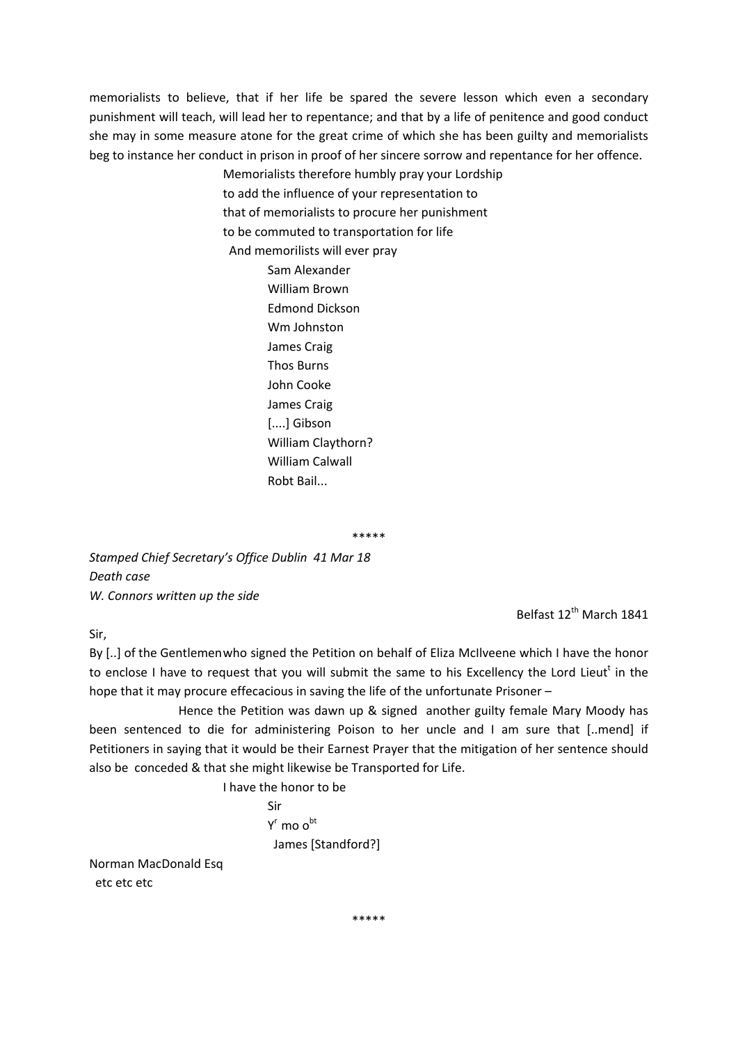memorialists to believe, that if her life be spared the severe lesson which even a secondary punishment will teach, will lead her to repentance; and that by a life of penitence and good conduct she may in some measure atone for the great crime of which she has been guilty and memorialists beg to instance her conduct in prison in proof of her sincere sorrow and repentance for her offence.

Memorialists therefore humbly pray your Lordship
to add the influence of your representation to
that of memorialists to procure her punishment
to be commuted to transportation for life
And memorilists will ever pray

Sam Alexander
William Brown
Edmond Dickson
Wm Johnston
James Craig
Thos Burns
John Cooke
James Craig
[....] Gibson
William Claythorn?
William Calwall
Robt Bail...

\*\*\*\*\*

*Stamped Chief Secretary's Office Dublin 41 Mar 18*
*Death case*
*W. Connors written up the side*

Belfast 12th March 1841

Sir,

By [..] of the Gentlemenwho signed the Petition on behalf of Eliza McIlveene which I have the honor to enclose I have to request that you will submit the same to his Excellency the Lord Lieut[t] in the hope that it may procure effecacious in saving the life of the unfortunate Prisoner –

Hence the Petition was dawn up & signed another guilty female Mary Moody has been sentenced to die for administering Poison to her uncle and I am sure that [..mend] if Petitioners in saying that it would be their Earnest Prayer that the mitigation of her sentence should also be conceded & that she might likewise be Transported for Life.

I have the honor to be
Sir
Y[r] mo o[bt]
James [Standford?]

Norman MacDonald Esq
etc etc etc

\*\*\*\*\*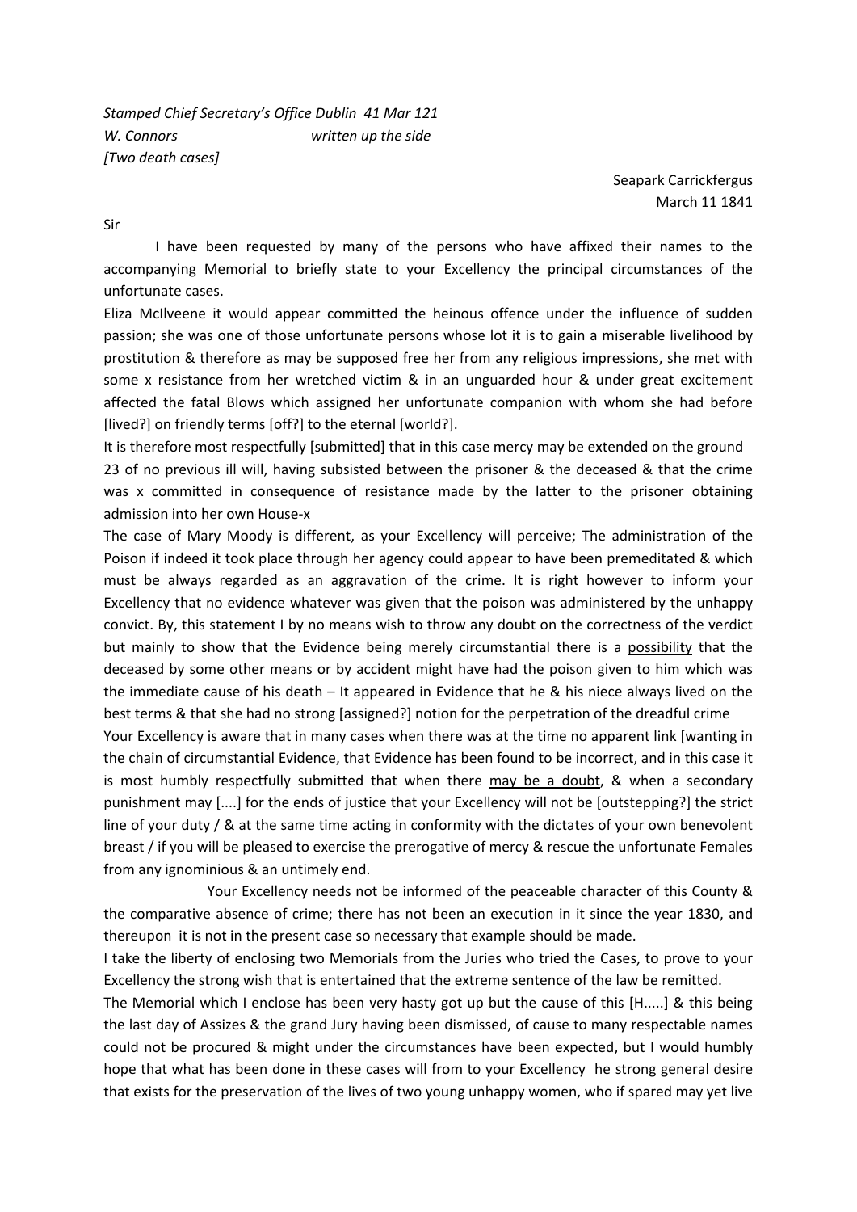*Stamped Chief Secretary's Office Dublin 41 Mar 121*
*W. Connors written up the side*
*[Two death cases]*

Seapark Carrickfergus
March 11 1841

Sir

I have been requested by many of the persons who have affixed their names to the accompanying Memorial to briefly state to your Excellency the principal circumstances of the unfortunate cases.

Eliza McIlveene it would appear committed the heinous offence under the influence of sudden passion; she was one of those unfortunate persons whose lot it is to gain a miserable livelihood by prostitution & therefore as may be supposed free her from any religious impressions, she met with some x resistance from her wretched victim & in an unguarded hour & under great excitement affected the fatal Blows which assigned her unfortunate companion with whom she had before [lived?] on friendly terms [off?] to the eternal [world?].

It is therefore most respectfully [submitted] that in this case mercy may be extended on the ground 23 of no previous ill will, having subsisted between the prisoner & the deceased & that the crime was x committed in consequence of resistance made by the latter to the prisoner obtaining admission into her own House-x

The case of Mary Moody is different, as your Excellency will perceive; The administration of the Poison if indeed it took place through her agency could appear to have been premeditated & which must be always regarded as an aggravation of the crime. It is right however to inform your Excellency that no evidence whatever was given that the poison was administered by the unhappy convict. By, this statement I by no means wish to throw any doubt on the correctness of the verdict but mainly to show that the Evidence being merely circumstantial there is a <u>possibility</u> that the deceased by some other means or by accident might have had the poison given to him which was the immediate cause of his death – It appeared in Evidence that he & his niece always lived on the best terms & that she had no strong [assigned?] notion for the perpetration of the dreadful crime

Your Excellency is aware that in many cases when there was at the time no apparent link [wanting in the chain of circumstantial Evidence, that Evidence has been found to be incorrect, and in this case it is most humbly respectfully submitted that when there <u>may be a doubt</u>, & when a secondary punishment may [....] for the ends of justice that your Excellency will not be [outstepping?] the strict line of your duty / & at the same time acting in conformity with the dictates of your own benevolent breast / if you will be pleased to exercise the prerogative of mercy & rescue the unfortunate Females from any ignominious & an untimely end.

Your Excellency needs not be informed of the peaceable character of this County & the comparative absence of crime; there has not been an execution in it since the year 1830, and thereupon it is not in the present case so necessary that example should be made.

I take the liberty of enclosing two Memorials from the Juries who tried the Cases, to prove to your Excellency the strong wish that is entertained that the extreme sentence of the law be remitted.

The Memorial which I enclose has been very hasty got up but the cause of this [H.....] & this being the last day of Assizes & the grand Jury having been dismissed, of cause to many respectable names could not be procured & might under the circumstances have been expected, but I would humbly hope that what has been done in these cases will from to your Excellency he strong general desire that exists for the preservation of the lives of two young unhappy women, who if spared may yet live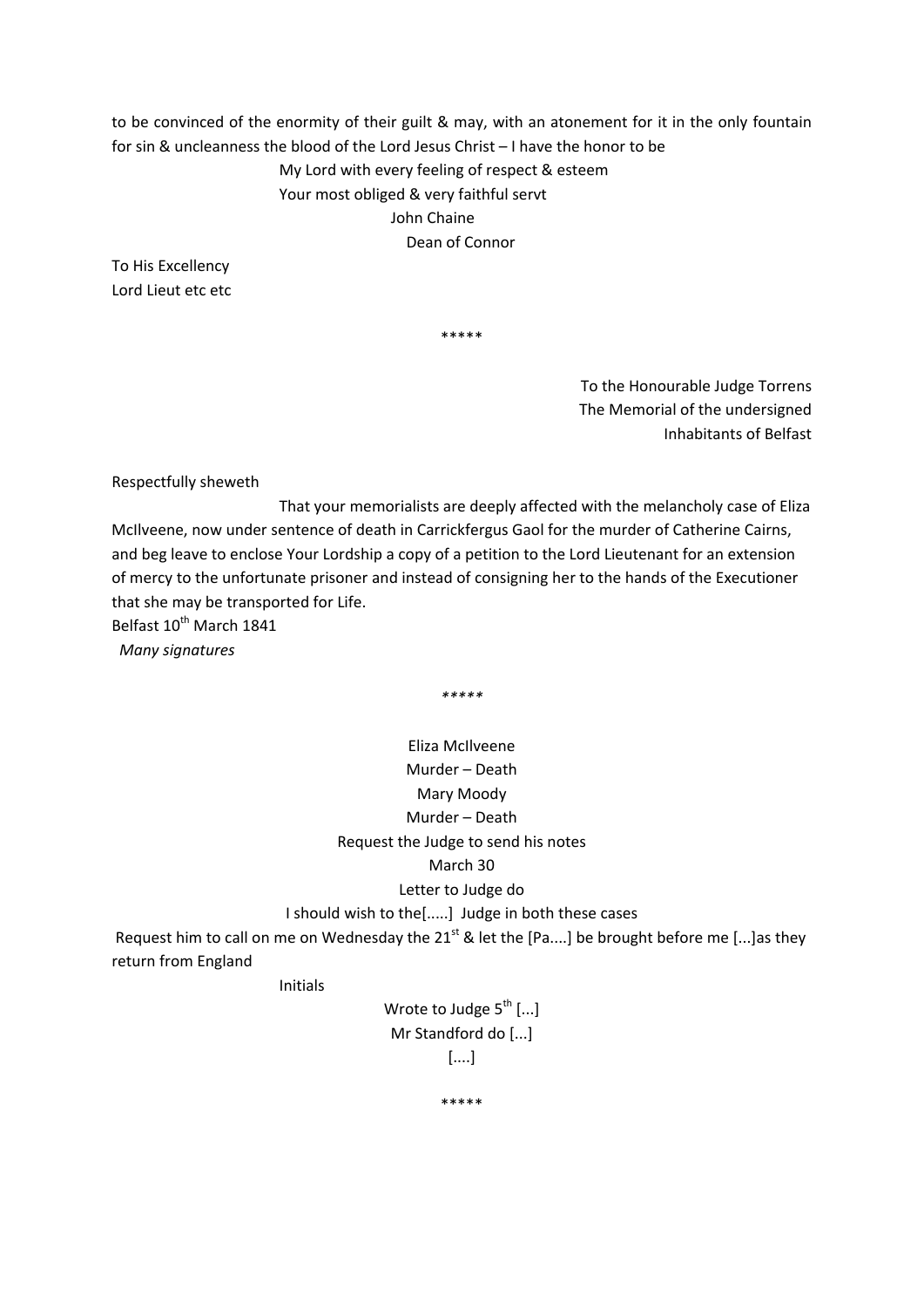to be convinced of the enormity of their guilt & may, with an atonement for it in the only fountain for sin & uncleanness the blood of the Lord Jesus Christ – I have the honor to be

My Lord with every feeling of respect & esteem
Your most obliged & very faithful servt
John Chaine
Dean of Connor

To His Excellency
Lord Lieut etc etc

*****

To the Honourable Judge Torrens
The Memorial of the undersigned
Inhabitants of Belfast

Respectfully sheweth

That your memorialists are deeply affected with the melancholy case of Eliza McIlveene, now under sentence of death in Carrickfergus Gaol for the murder of Catherine Cairns, and beg leave to enclose Your Lordship a copy of a petition to the Lord Lieutenant for an extension of mercy to the unfortunate prisoner and instead of consigning her to the hands of the Executioner that she may be transported for Life.
Belfast 10th March 1841
*Many signatures*

*****

Eliza McIlveene
Murder – Death
Mary Moody
Murder – Death
Request the Judge to send his notes
March 30
Letter to Judge do
I should wish to the[.....] Judge in both these cases
Request him to call on me on Wednesday the 21st & let the [Pa....] be brought before me [...]as they return from England

Initials

Wrote to Judge 5th [...]
Mr Standford do [...]
[....]

*****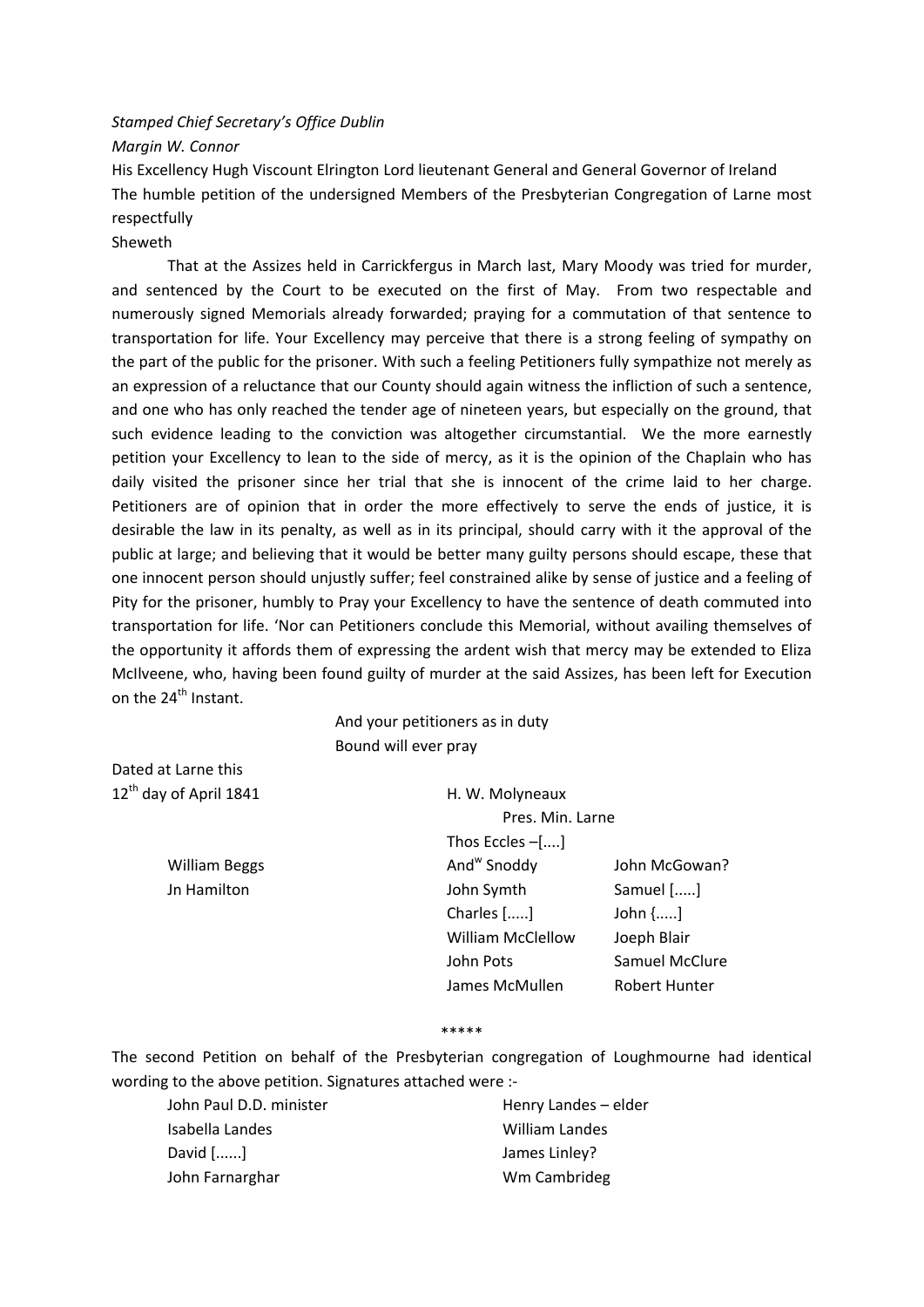*Stamped Chief Secretary's Office Dublin*

*Margin W. Connor*

His Excellency Hugh Viscount Elrington Lord lieutenant General and General Governor of Ireland

The humble petition of the undersigned Members of the Presbyterian Congregation of Larne most respectfully

Sheweth

That at the Assizes held in Carrickfergus in March last, Mary Moody was tried for murder, and sentenced by the Court to be executed on the first of May. From two respectable and numerously signed Memorials already forwarded; praying for a commutation of that sentence to transportation for life. Your Excellency may perceive that there is a strong feeling of sympathy on the part of the public for the prisoner. With such a feeling Petitioners fully sympathize not merely as an expression of a reluctance that our County should again witness the infliction of such a sentence, and one who has only reached the tender age of nineteen years, but especially on the ground, that such evidence leading to the conviction was altogether circumstantial. We the more earnestly petition your Excellency to lean to the side of mercy, as it is the opinion of the Chaplain who has daily visited the prisoner since her trial that she is innocent of the crime laid to her charge. Petitioners are of opinion that in order the more effectively to serve the ends of justice, it is desirable the law in its penalty, as well as in its principal, should carry with it the approval of the public at large; and believing that it would be better many guilty persons should escape, these that one innocent person should unjustly suffer; feel constrained alike by sense of justice and a feeling of Pity for the prisoner, humbly to Pray your Excellency to have the sentence of death commuted into transportation for life. 'Nor can Petitioners conclude this Memorial, without availing themselves of the opportunity it affords them of expressing the ardent wish that mercy may be extended to Eliza McIlveene, who, having been found guilty of murder at the said Assizes, has been left for Execution on the 24th Instant.

And your petitioners as in duty
Bound will ever pray

Dated at Larne this
12th day of April 1841

H. W. Molyneaux
Pres. Min. Larne

Thos Eccles –[....]

William Beggs
Jn Hamilton

Andw Snoddy
John Symth
Charles [.....]
William McClellow
John Pots
James McMullen

John McGowan?
Samuel [.....]
John {.....]
Joeph Blair
Samuel McClure
Robert Hunter

\*\*\*\*\*

The second Petition on behalf of the Presbyterian congregation of Loughmourne had identical wording to the above petition. Signatures attached were :-

John Paul D.D. minister
Isabella Landes
David [......]
John Farnarghar

Henry Landes – elder
William Landes
James Linley?
Wm Cambrideg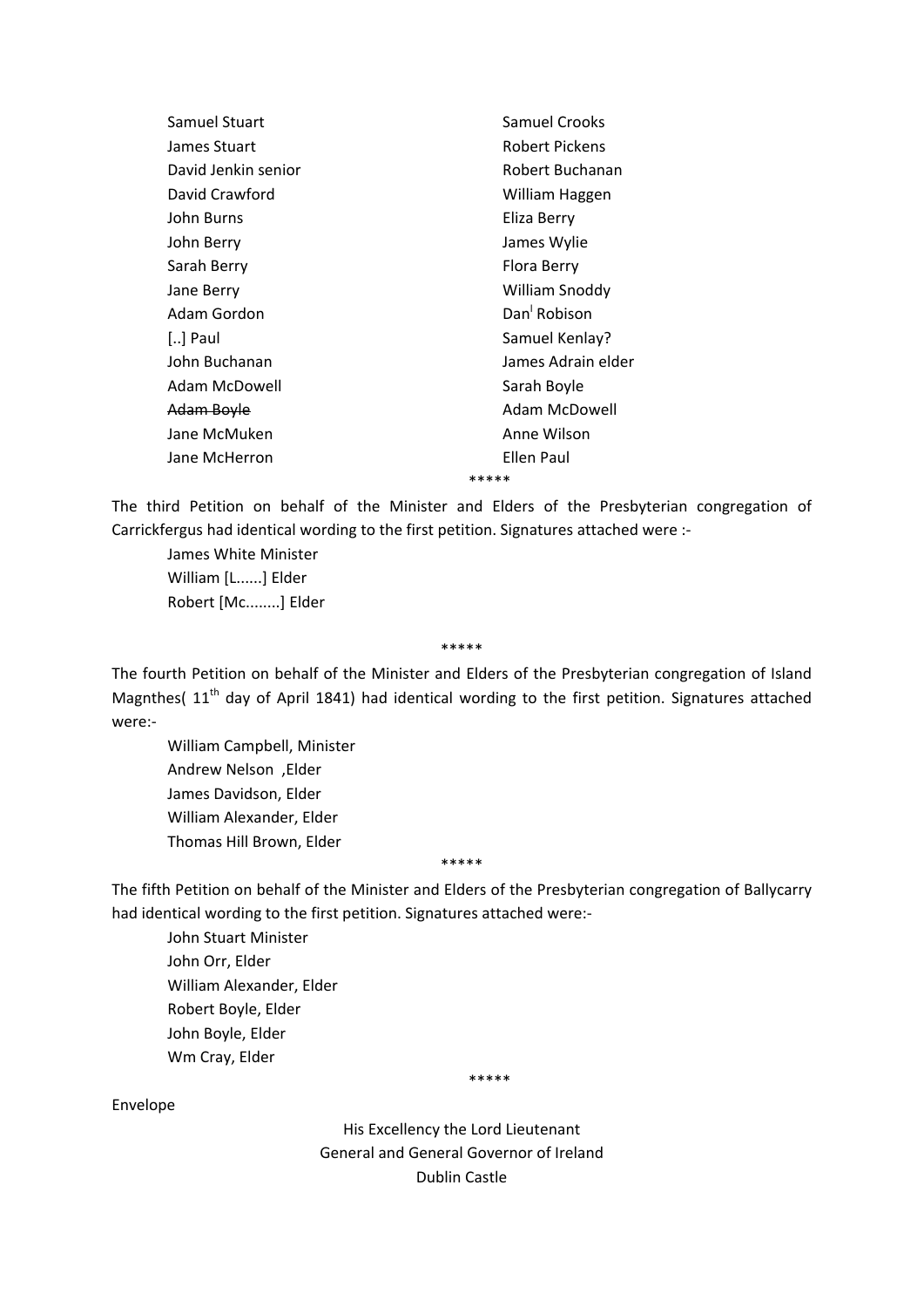Samuel Stuart
James Stuart
David Jenkin senior
David Crawford
John Burns
John Berry
Sarah Berry
Jane Berry
Adam Gordon
[..] Paul
John Buchanan
Adam McDowell
~~Adam Boyle~~
Jane McMuken
Jane McHerron

Samuel Crooks
Robert Pickens
Robert Buchanan
William Haggen
Eliza Berry
James Wylie
Flora Berry
William Snoddy
Dan[l] Robison
Samuel Kenlay?
James Adrain elder
Sarah Boyle
Adam McDowell
Anne Wilson
Ellen Paul

*****

The third Petition on behalf of the Minister and Elders of the Presbyterian congregation of Carrickfergus had identical wording to the first petition. Signatures attached were :-

James White Minister
William [L......] Elder
Robert [Mc........] Elder

*****

The fourth Petition on behalf of the Minister and Elders of the Presbyterian congregation of Island Magnthes( 11th day of April 1841) had identical wording to the first petition. Signatures attached were:-

William Campbell, Minister
Andrew Nelson ,Elder
James Davidson, Elder
William Alexander, Elder
Thomas Hill Brown, Elder

*****

The fifth Petition on behalf of the Minister and Elders of the Presbyterian congregation of Ballycarry had identical wording to the first petition. Signatures attached were:-

John Stuart Minister
John Orr, Elder
William Alexander, Elder
Robert Boyle, Elder
John Boyle, Elder
Wm Cray, Elder

*****

Envelope

His Excellency the Lord Lieutenant
General and General Governor of Ireland
Dublin Castle